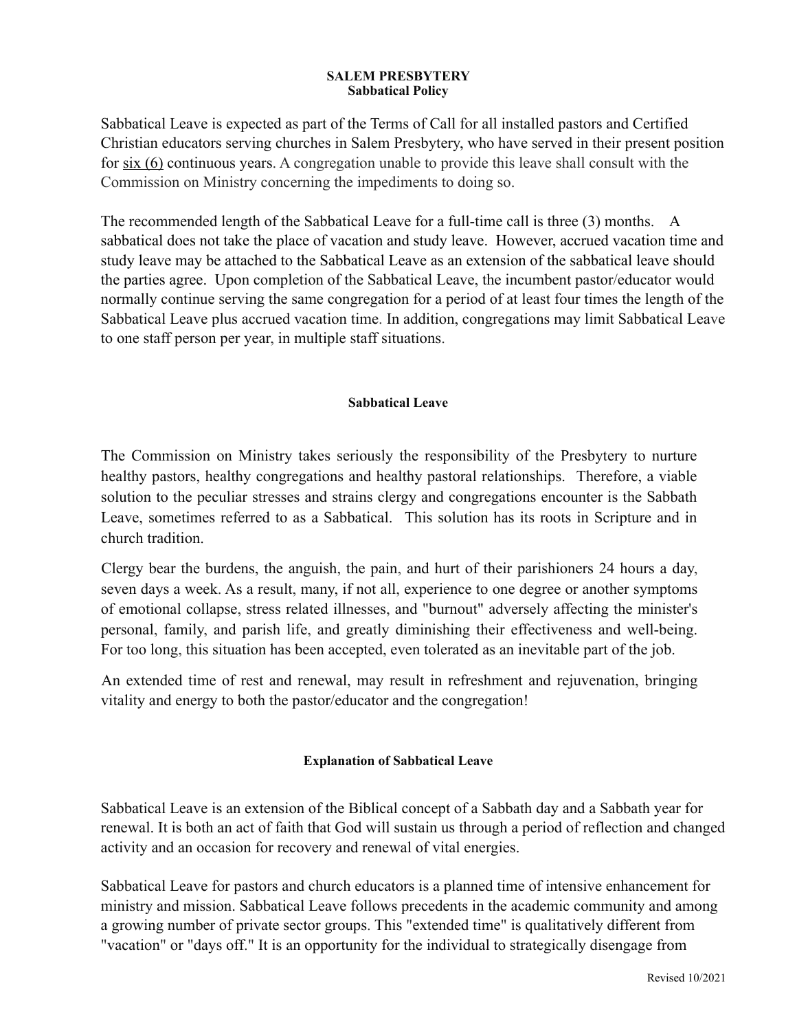# SALEM PRESBYTERY

## Sabbatical Policy

Sabbatical Leave is expected as part of the Terms of Call for all installed pastors and Certified Christian educators serving churches in Salem Presbytery, who have served in their present position for six (6) continuous years. A congregation unable to provide this leave shall consult with the Commission on Ministry concerning the impediments to doing so.

The recommended length of the Sabbatical Leave for a full-time call is three (3) months. A sabbatical does not take the place of vacation and study leave. However, accrued vacation time and study leave may be attached to the Sabbatical Leave as an extension of the sabbatical leave should the parties agree. Upon completion of the Sabbatical Leave, the incumbent pastor/educator would normally continue serving the same congregation for a period of at least four times the length of the Sabbatical Leave plus accrued vacation time. In addition, congregations may limit Sabbatical Leave to one staff person per year, in multiple staff situations.

### Sabbatical Leave

The Commission on Ministry takes seriously the responsibility of the Presbytery to nurture healthy pastors, healthy congregations and healthy pastoral relationships. Therefore, a viable solution to the peculiar stresses and strains clergy and congregations encounter is the Sabbath Leave, sometimes referred to as a Sabbatical. This solution has its roots in Scripture and in church tradition.

Clergy bear the burdens, the anguish, the pain, and hurt of their parishioners 24 hours a day, seven days a week. As a result, many, if not all, experience to one degree or another symptoms of emotional collapse, stress related illnesses, and "burnout" adversely affecting the minister's personal, family, and parish life, and greatly diminishing their effectiveness and well-being. For too long, this situation has been accepted, even tolerated as an inevitable part of the job.

An extended time of rest and renewal, may result in refreshment and rejuvenation, bringing vitality and energy to both the pastor/educator and the congregation!

### Explanation of Sabbatical Leave

Sabbatical Leave is an extension of the Biblical concept of a Sabbath day and a Sabbath year for renewal. It is both an act of faith that God will sustain us through a period of reflection and changed activity and an occasion for recovery and renewal of vital energies.

Sabbatical Leave for pastors and church educators is a planned time of intensive enhancement for ministry and mission. Sabbatical Leave follows precedents in the academic community and among a growing number of private sector groups. This "extended time" is qualitatively different from "vacation" or "days off." It is an opportunity for the individual to strategically disengage from

Revised 10/2021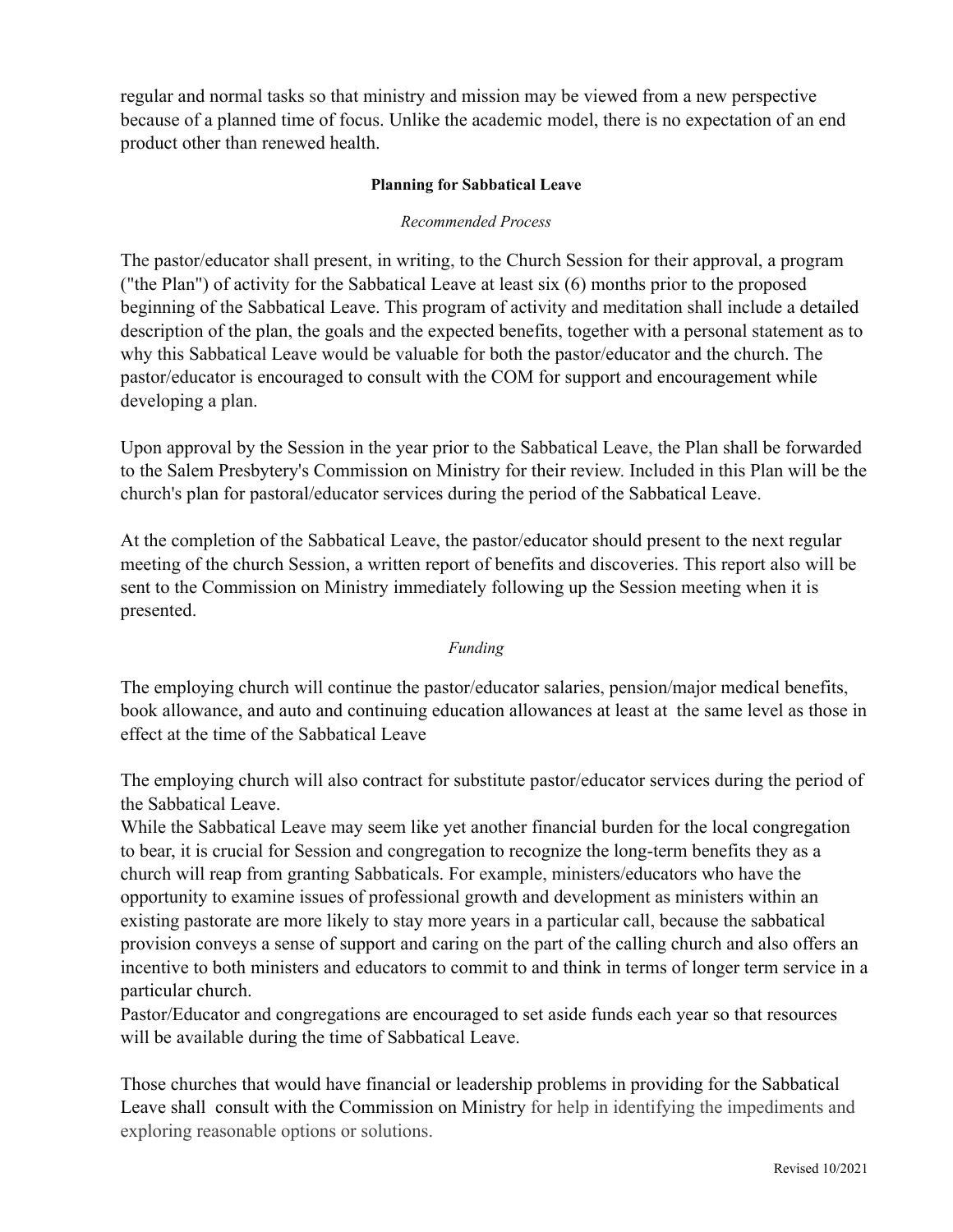regular and normal tasks so that ministry and mission may be viewed from a new perspective because of a planned time of focus. Unlike the academic model, there is no expectation of an end product other than renewed health.

**Planning for Sabbatical Leave**

*Recommended Process*

The pastor/educator shall present, in writing, to the Church Session for their approval, a program ("the Plan") of activity for the Sabbatical Leave at least six (6) months prior to the proposed beginning of the Sabbatical Leave. This program of activity and meditation shall include a detailed description of the plan, the goals and the expected benefits, together with a personal statement as to why this Sabbatical Leave would be valuable for both the pastor/educator and the church. The pastor/educator is encouraged to consult with the COM for support and encouragement while developing a plan.

Upon approval by the Session in the year prior to the Sabbatical Leave, the Plan shall be forwarded to the Salem Presbytery's Commission on Ministry for their review. Included in this Plan will be the church's plan for pastoral/educator services during the period of the Sabbatical Leave.

At the completion of the Sabbatical Leave, the pastor/educator should present to the next regular meeting of the church Session, a written report of benefits and discoveries. This report also will be sent to the Commission on Ministry immediately following up the Session meeting when it is presented.

*Funding*

The employing church will continue the pastor/educator salaries, pension/major medical benefits, book allowance, and auto and continuing education allowances at least at the same level as those in effect at the time of the Sabbatical Leave

The employing church will also contract for substitute pastor/educator services during the period of the Sabbatical Leave.

While the Sabbatical Leave may seem like yet another financial burden for the local congregation to bear, it is crucial for Session and congregation to recognize the long-term benefits they as a church will reap from granting Sabbaticals. For example, ministers/educators who have the opportunity to examine issues of professional growth and development as ministers within an existing pastorate are more likely to stay more years in a particular call, because the sabbatical provision conveys a sense of support and caring on the part of the calling church and also offers an incentive to both ministers and educators to commit to and think in terms of longer term service in a particular church.

Pastor/Educator and congregations are encouraged to set aside funds each year so that resources will be available during the time of Sabbatical Leave.

Those churches that would have financial or leadership problems in providing for the Sabbatical Leave shall consult with the Commission on Ministry for help in identifying the impediments and exploring reasonable options or solutions.

Revised 10/2021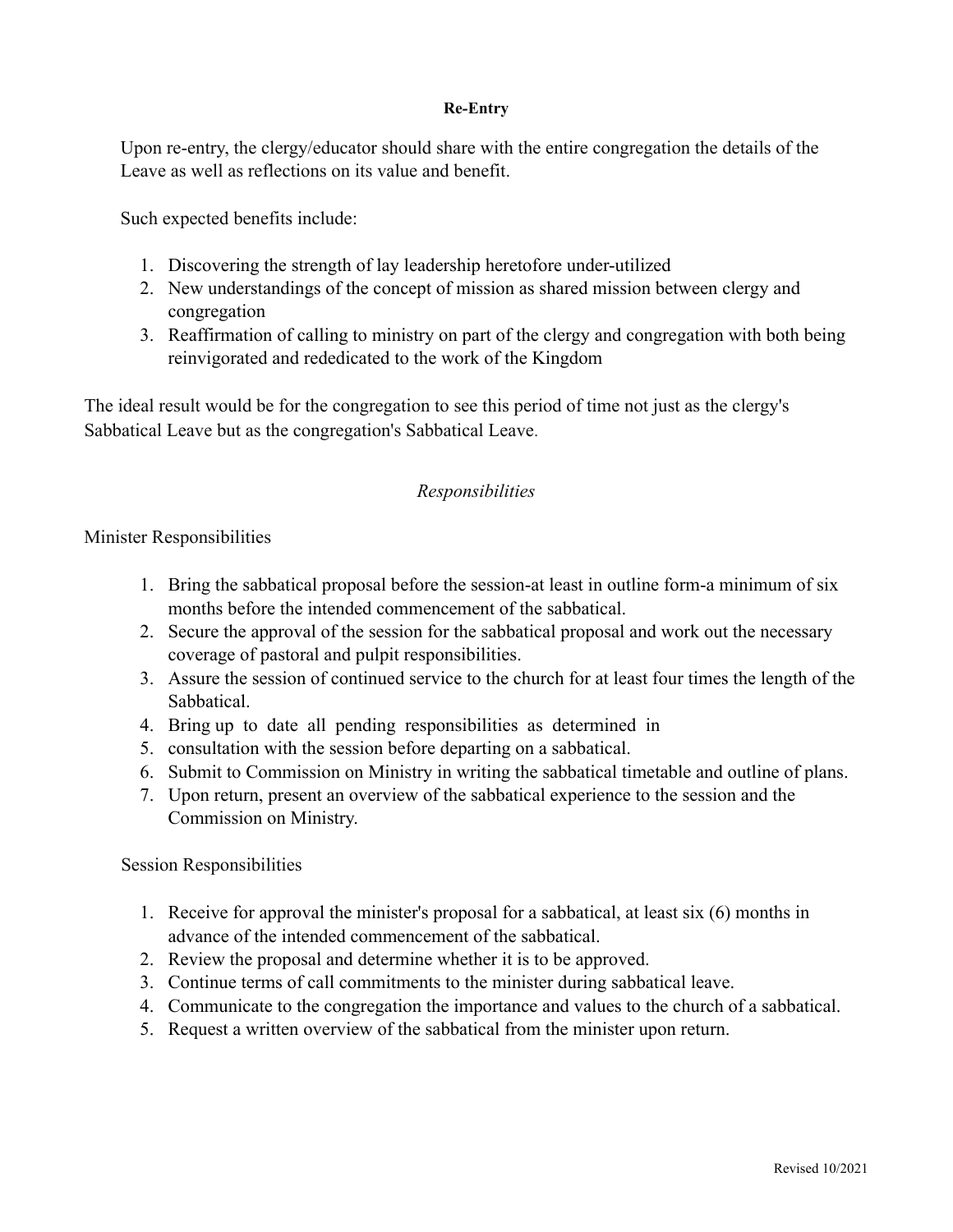**Re-Entry**

Upon re-entry, the clergy/educator should share with the entire congregation the details of the Leave as well as reflections on its value and benefit.

Such expected benefits include:

1. Discovering the strength of lay leadership heretofore under-utilized
2. New understandings of the concept of mission as shared mission between clergy and congregation
3. Reaffirmation of calling to ministry on part of the clergy and congregation with both being reinvigorated and rededicated to the work of the Kingdom

The ideal result would be for the congregation to see this period of time not just as the clergy's Sabbatical Leave but as the congregation's Sabbatical Leave.

*Responsibilities*

Minister Responsibilities

1. Bring the sabbatical proposal before the session-at least in outline form-a minimum of six months before the intended commencement of the sabbatical.
2. Secure the approval of the session for the sabbatical proposal and work out the necessary coverage of pastoral and pulpit responsibilities.
3. Assure the session of continued service to the church for at least four times the length of the Sabbatical.
4. Bring up to date all pending responsibilities as determined in
5. consultation with the session before departing on a sabbatical.
6. Submit to Commission on Ministry in writing the sabbatical timetable and outline of plans.
7. Upon return, present an overview of the sabbatical experience to the session and the Commission on Ministry.

Session Responsibilities

1. Receive for approval the minister's proposal for a sabbatical, at least six (6) months in advance of the intended commencement of the sabbatical.
2. Review the proposal and determine whether it is to be approved.
3. Continue terms of call commitments to the minister during sabbatical leave.
4. Communicate to the congregation the importance and values to the church of a sabbatical.
5. Request a written overview of the sabbatical from the minister upon return.

Revised 10/2021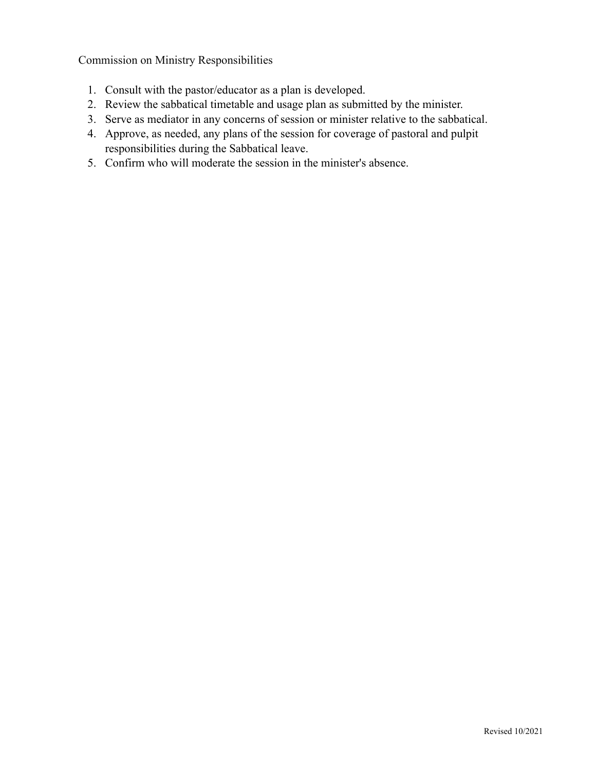Commission on Ministry Responsibilities

1. Consult with the pastor/educator as a plan is developed.
2. Review the sabbatical timetable and usage plan as submitted by the minister.
3. Serve as mediator in any concerns of session or minister relative to the sabbatical.
4. Approve, as needed, any plans of the session for coverage of pastoral and pulpit responsibilities during the Sabbatical leave.
5. Confirm who will moderate the session in the minister's absence.

Revised 10/2021